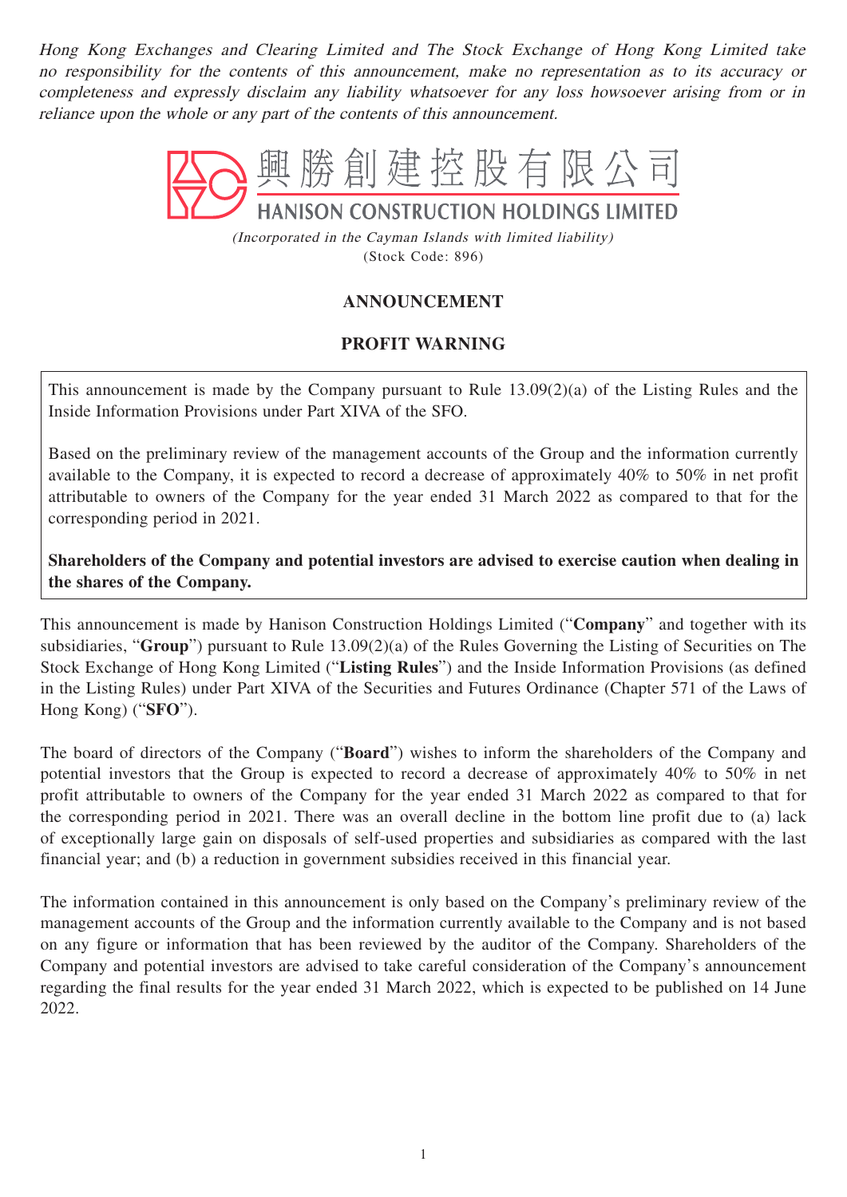*Hong Kong Exchanges and Clearing Limited and The Stock Exchange of Hong Kong Limited take no responsibility for the contents of this announcement, make no representation as to its accuracy or completeness and expressly disclaim any liability whatsoever for any loss howsoever arising from or in reliance upon the whole or any part of the contents of this announcement.*

# 興勝創建控股有限公司
# HANISON CONSTRUCTION HOLDINGS LIMITED

*(Incorporated in the Cayman Islands with limited liability)*
(Stock Code: 896)

## ANNOUNCEMENT

## PROFIT WARNING

This announcement is made by the Company pursuant to Rule 13.09(2)(a) of the Listing Rules and the Inside Information Provisions under Part XIVA of the SFO.

Based on the preliminary review of the management accounts of the Group and the information currently available to the Company, it is expected to record a decrease of approximately 40% to 50% in net profit attributable to owners of the Company for the year ended 31 March 2022 as compared to that for the corresponding period in 2021.

**Shareholders of the Company and potential investors are advised to exercise caution when dealing in the shares of the Company.**

This announcement is made by Hanison Construction Holdings Limited ("**Company**" and together with its subsidiaries, "**Group**") pursuant to Rule 13.09(2)(a) of the Rules Governing the Listing of Securities on The Stock Exchange of Hong Kong Limited ("**Listing Rules**") and the Inside Information Provisions (as defined in the Listing Rules) under Part XIVA of the Securities and Futures Ordinance (Chapter 571 of the Laws of Hong Kong) ("**SFO**").

The board of directors of the Company ("**Board**") wishes to inform the shareholders of the Company and potential investors that the Group is expected to record a decrease of approximately 40% to 50% in net profit attributable to owners of the Company for the year ended 31 March 2022 as compared to that for the corresponding period in 2021. There was an overall decline in the bottom line profit due to (a) lack of exceptionally large gain on disposals of self-used properties and subsidiaries as compared with the last financial year; and (b) a reduction in government subsidies received in this financial year.

The information contained in this announcement is only based on the Company's preliminary review of the management accounts of the Group and the information currently available to the Company and is not based on any figure or information that has been reviewed by the auditor of the Company. Shareholders of the Company and potential investors are advised to take careful consideration of the Company's announcement regarding the final results for the year ended 31 March 2022, which is expected to be published on 14 June 2022.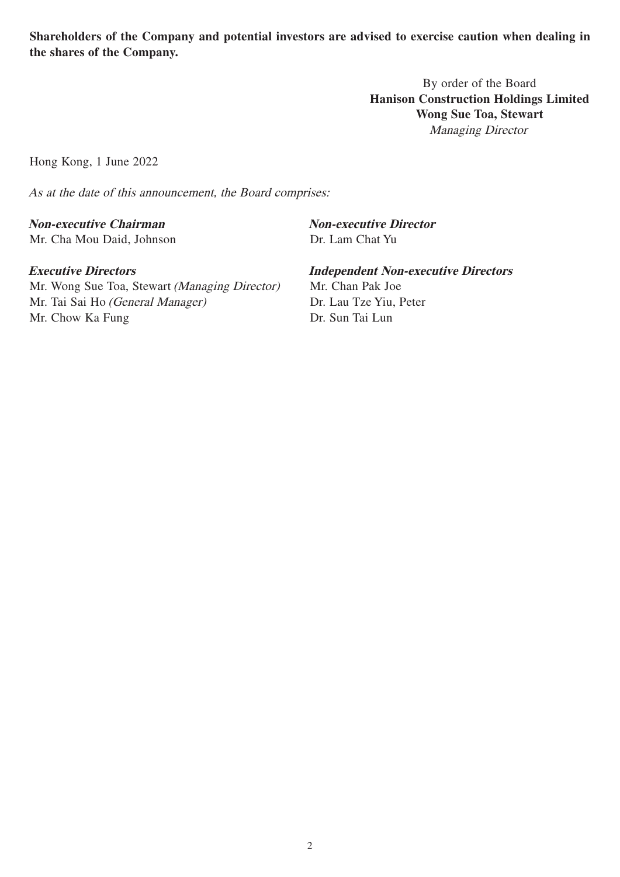**Shareholders of the Company and potential investors are advised to exercise caution when dealing in the shares of the Company.**

By order of the Board
**Hanison Construction Holdings Limited**
**Wong Sue Toa, Stewart**
*Managing Director*

Hong Kong, 1 June 2022

*As at the date of this announcement, the Board comprises:*

***Non-executive Chairman***
Mr. Cha Mou Daid, Johnson

***Executive Directors***
Mr. Wong Sue Toa, Stewart *(Managing Director)*
Mr. Tai Sai Ho *(General Manager)*
Mr. Chow Ka Fung

***Non-executive Director***
Dr. Lam Chat Yu

***Independent Non-executive Directors***
Mr. Chan Pak Joe
Dr. Lau Tze Yiu, Peter
Dr. Sun Tai Lun